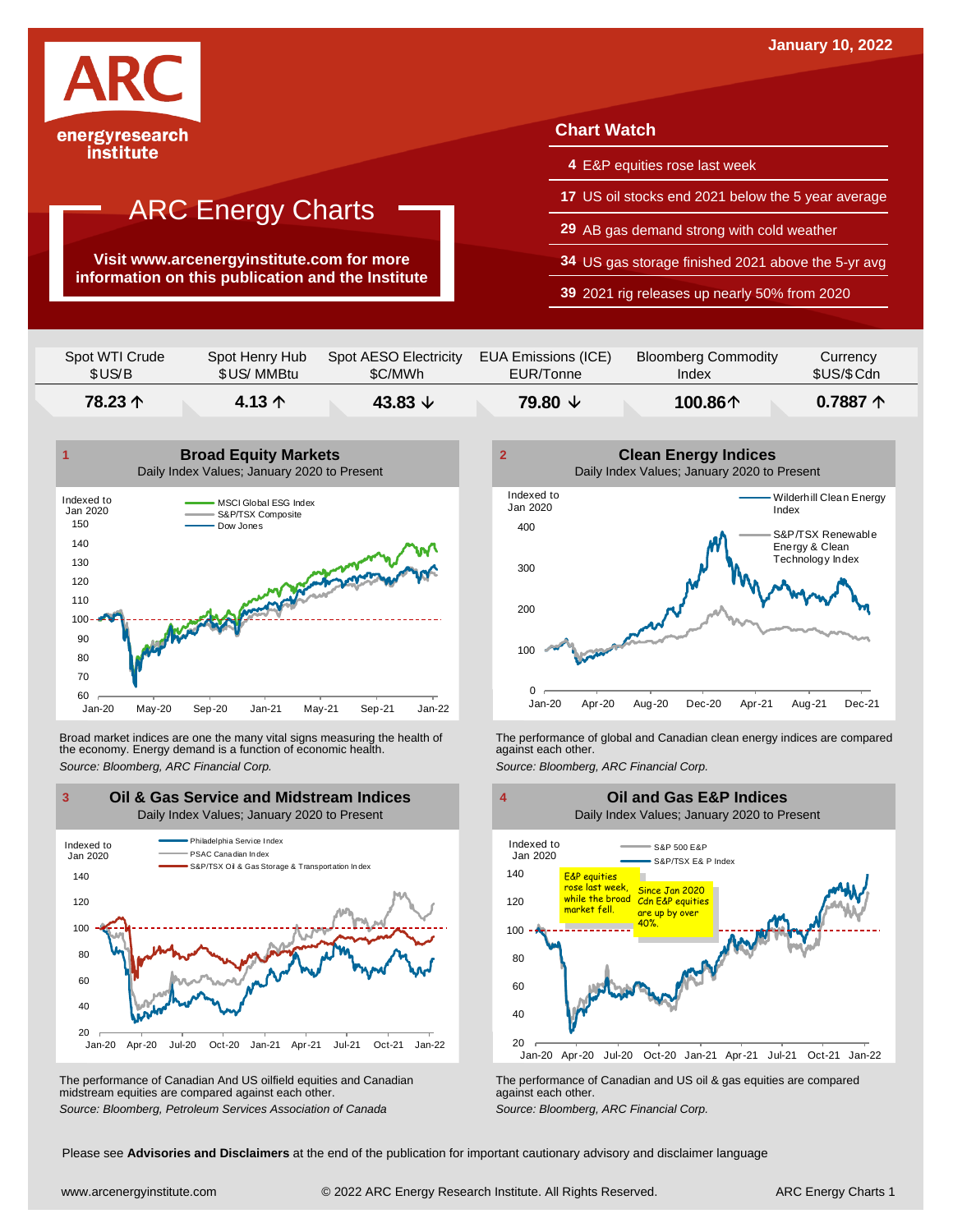January 10, 2022

ARC energyresearch institute

# ARC Energy Charts

**Visit www.arcenergyinstitute.com for more information on this publication and the Institute**

## Chart Watch

- **4** E&P equities rose last week
- **17** US oil stocks end 2021 below the 5 year average
- **29** AB gas demand strong with cold weather
- **34** US gas storage finished 2021 above the 5-yr avg
- **39** 2021 rig releases up nearly 50% from 2020

| Spot WTI Crude $US/B | Spot Henry Hub $US/ MMBtu | Spot AESO Electricity $C/MWh | EUA Emissions (ICE) EUR/Tonne | Bloomberg Commodity Index | Currency $US/$Cdn |
|---|---|---|---|---|---|
| **78.23 ↑** | **4.13 ↑** | **43.83 ↓** | **79.80 ↓** | **100.86↑** | **0.7887 ↑** |

### 1 Broad Equity Markets

Daily Index Values; January 2020 to Present

Broad market indices are one the many vital signs measuring the health of the economy. Energy demand is a function of economic health.

*Source: Bloomberg, ARC Financial Corp.*

### 2 Clean Energy Indices

Daily Index Values; January 2020 to Present

The performance of global and Canadian clean energy indices are compared against each other.

*Source: Bloomberg, ARC Financial Corp.*

### 3 Oil & Gas Service and Midstream Indices

Daily Index Values; January 2020 to Present

The performance of Canadian And US oilfield equities and Canadian midstream equities are compared against each other.

*Source: Bloomberg, Petroleum Services Association of Canada*

### 4 Oil and Gas E&P Indices

Daily Index Values; January 2020 to Present

E&P equities rose last week, while the broad market fell.

Since Jan 2020 Cdn E&P equities are up by over 40%.

The performance of Canadian and US oil & gas equities are compared against each other.

*Source: Bloomberg, ARC Financial Corp.*

Please see **Advisories and Disclaimers** at the end of the publication for important cautionary advisory and disclaimer language

www.arcenergyinstitute.com © 2022 ARC Energy Research Institute. All Rights Reserved.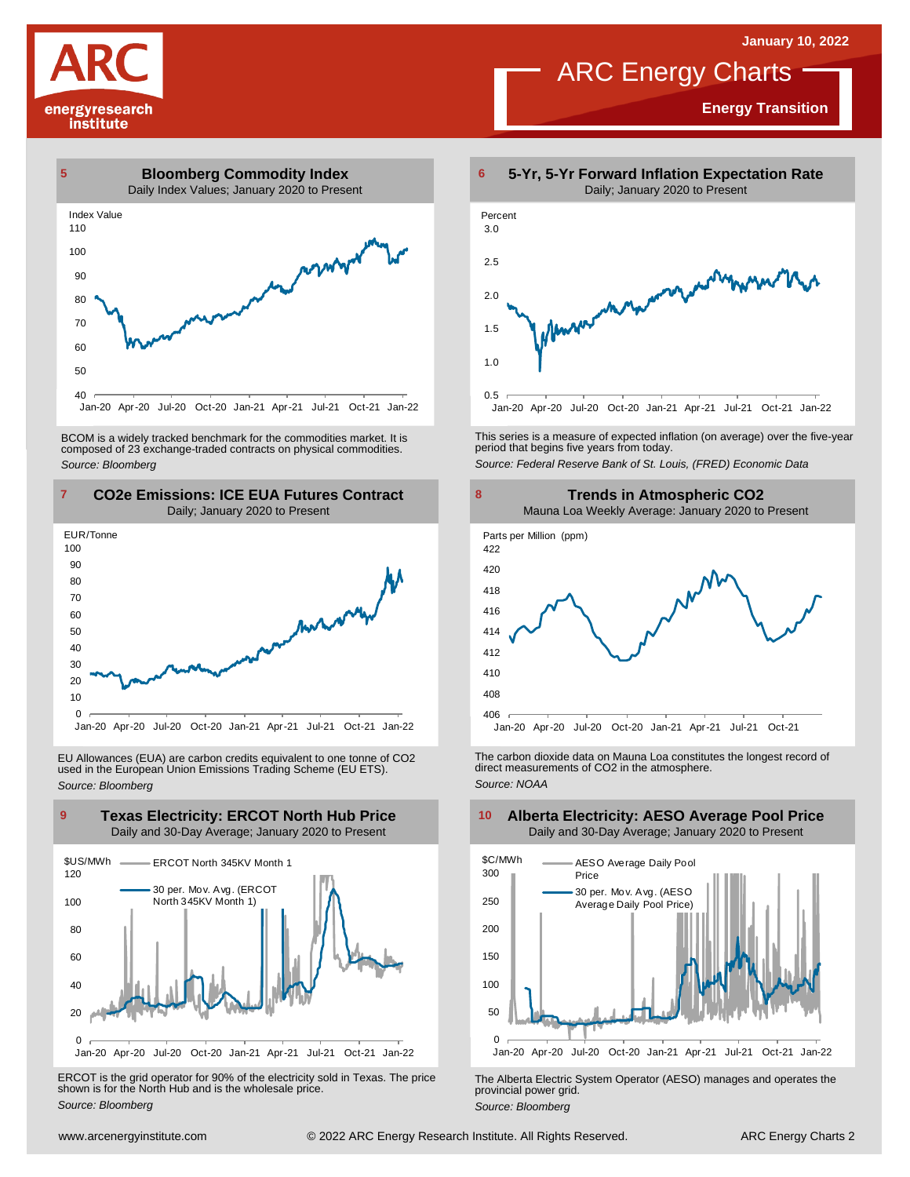# ARC Energy Charts

January 10, 2022

**Energy Transition**

## 5 Bloomberg Commodity Index

Daily Index Values; January 2020 to Present

Index Value

BCOM is a widely tracked benchmark for the commodities market. It is composed of 23 exchange-traded contracts on physical commodities.

*Source: Bloomberg*

## 6 5-Yr, 5-Yr Forward Inflation Expectation Rate

Daily; January 2020 to Present

Percent

This series is a measure of expected inflation (on average) over the five-year period that begins five years from today.

*Source: Federal Reserve Bank of St. Louis, (FRED) Economic Data*

## 7 CO2e Emissions: ICE EUA Futures Contract

Daily; January 2020 to Present

EUR/Tonne

EU Allowances (EUA) are carbon credits equivalent to one tonne of CO2 used in the European Union Emissions Trading Scheme (EU ETS).

*Source: Bloomberg*

## 8 Trends in Atmospheric CO2

Mauna Loa Weekly Average: January 2020 to Present

Parts per Million (ppm)

The carbon dioxide data on Mauna Loa constitutes the longest record of direct measurements of CO2 in the atmosphere.

*Source: NOAA*

## 9 Texas Electricity: ERCOT North Hub Price

Daily and 30-Day Average; January 2020 to Present

$US/MWh

ERCOT North 345KV Month 1

30 per. Mov. Avg. (ERCOT North 345KV Month 1)

ERCOT is the grid operator for 90% of the electricity sold in Texas. The price shown is for the North Hub and is the wholesale price.

*Source: Bloomberg*

## 10 Alberta Electricity: AESO Average Pool Price

Daily and 30-Day Average; January 2020 to Present

$C/MWh

AESO Average Daily Pool Price

30 per. Mov. Avg. (AESO Average Daily Pool Price)

The Alberta Electric System Operator (AESO) manages and operates the provincial power grid.

*Source: Bloomberg*

www.arcenergyinstitute.com © 2022 ARC Energy Research Institute. All Rights Reserved.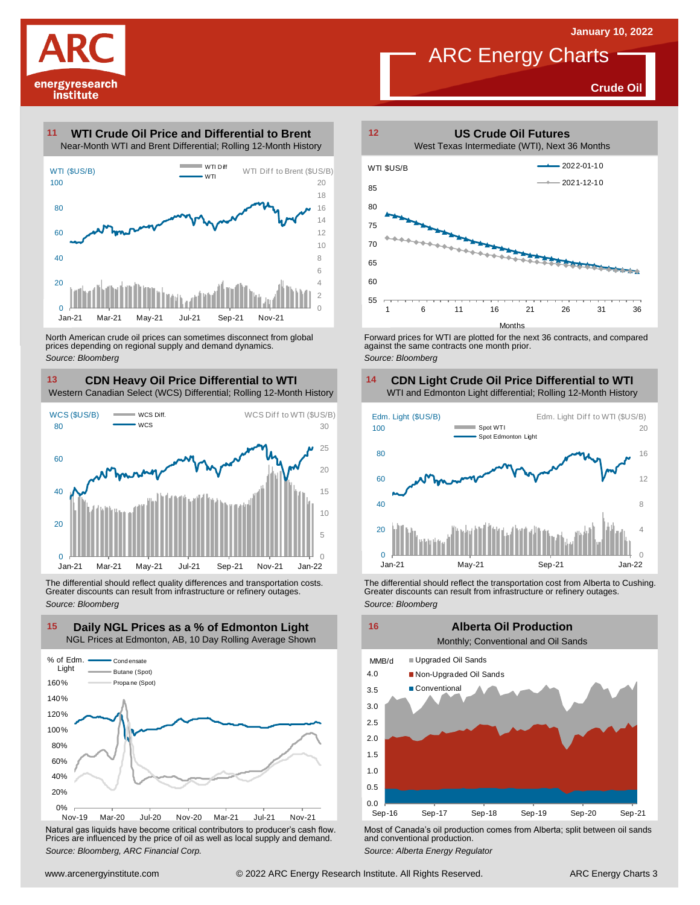# ARC Energy Charts

January 10, 2022

Crude Oil

## 11 WTI Crude Oil Price and Differential to Brent

Near-Month WTI and Brent Differential; Rolling 12-Month History

North American crude oil prices can sometimes disconnect from global prices depending on regional supply and demand dynamics.

*Source: Bloomberg*

## 12 US Crude Oil Futures

West Texas Intermediate (WTI), Next 36 Months

Forward prices for WTI are plotted for the next 36 contracts, and compared against the same contracts one month prior.

*Source: Bloomberg*

## 13 CDN Heavy Oil Price Differential to WTI

Western Canadian Select (WCS) Differential; Rolling 12-Month History

The differential should reflect quality differences and transportation costs. Greater discounts can result from infrastructure or refinery outages.

*Source: Bloomberg*

## 14 CDN Light Crude Oil Price Differential to WTI

WTI and Edmonton Light differential; Rolling 12-Month History

The differential should reflect the transportation cost from Alberta to Cushing. Greater discounts can result from infrastructure or refinery outages.

*Source: Bloomberg*

## 15 Daily NGL Prices as a % of Edmonton Light

NGL Prices at Edmonton, AB, 10 Day Rolling Average Shown

Natural gas liquids have become critical contributors to producer's cash flow. Prices are influenced by the price of oil as well as local supply and demand.

*Source: Bloomberg, ARC Financial Corp.*

## 16 Alberta Oil Production

Monthly; Conventional and Oil Sands

Most of Canada's oil production comes from Alberta; split between oil sands and conventional production.

*Source: Alberta Energy Regulator*

www.arcenergyinstitute.com © 2022 ARC Energy Research Institute. All Rights Reserved.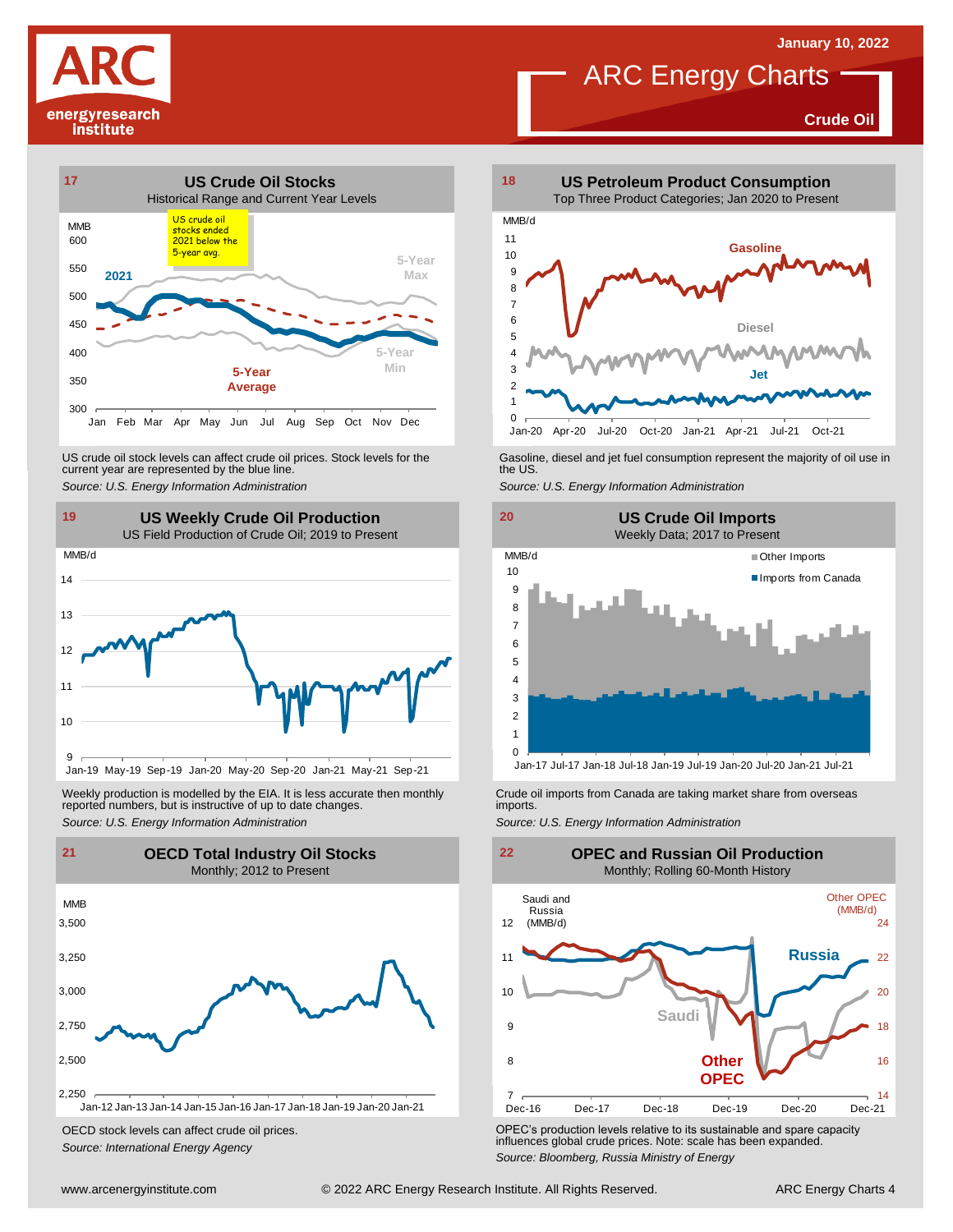# ARC Energy Charts

January 10, 2022

**Crude Oil**

## 17 US Crude Oil Stocks

Historical Range and Current Year Levels

MMB

US crude oil stocks ended 2021 below the 5-year avg.

2021 · 5-Year Max · 5-Year Min · 5-Year Average

Jan Feb Mar Apr May Jun Jul Aug Sep Oct Nov Dec

US crude oil stock levels can affect crude oil prices. Stock levels for the current year are represented by the blue line.

*Source: U.S. Energy Information Administration*

## 18 US Petroleum Product Consumption

Top Three Product Categories; Jan 2020 to Present

MMB/d

Gasoline · Diesel · Jet

Gasoline, diesel and jet fuel consumption represent the majority of oil use in the US.

*Source: U.S. Energy Information Administration*

## 19 US Weekly Crude Oil Production

US Field Production of Crude Oil; 2019 to Present

MMB/d

Weekly production is modelled by the EIA. It is less accurate then monthly reported numbers, but is instructive of up to date changes.

*Source: U.S. Energy Information Administration*

## 20 US Crude Oil Imports

Weekly Data; 2017 to Present

MMB/d

Other Imports · Imports from Canada

Crude oil imports from Canada are taking market share from overseas imports.

*Source: U.S. Energy Information Administration*

## 21 OECD Total Industry Oil Stocks

Monthly; 2012 to Present

MMB

OECD stock levels can affect crude oil prices.

*Source: International Energy Agency*

## 22 OPEC and Russian Oil Production

Monthly; Rolling 60-Month History

Saudi and Russia (MMB/d) · Other OPEC (MMB/d)

Russia · Saudi · Other OPEC

OPEC's production levels relative to its sustainable and spare capacity influences global crude prices. Note: scale has been expanded.

*Source: Bloomberg, Russia Ministry of Energy*

www.arcenergyinstitute.com © 2022 ARC Energy Research Institute. All Rights Reserved.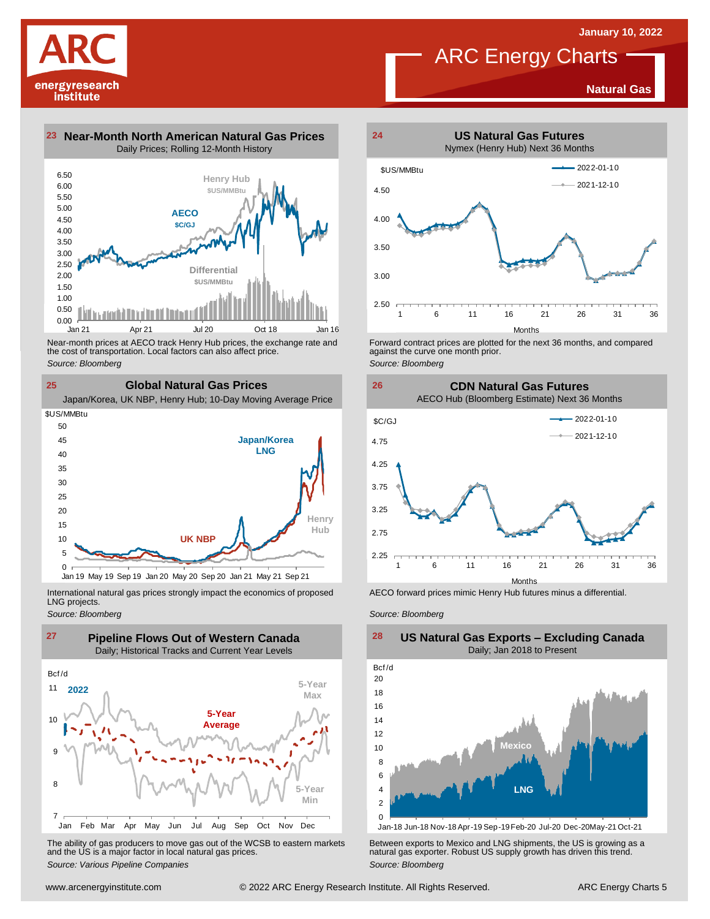# ARC Energy Charts

January 10, 2022

**Natural Gas**

## 23 Near-Month North American Natural Gas Prices

Daily Prices; Rolling 12-Month History

Henry Hub $US/MMBtu

AECO $C/GJ

Differential $US/MMBtu

Near-month prices at AECO track Henry Hub prices, the exchange rate and the cost of transportation. Local factors can also affect price.

*Source: Bloomberg*

## 24 US Natural Gas Futures

Nymex (Henry Hub) Next 36 Months

Forward contract prices are plotted for the next 36 months, and compared against the curve one month prior.

*Source: Bloomberg*

## 25 Global Natural Gas Prices

Japan/Korea, UK NBP, Henry Hub; 10-Day Moving Average Price

International natural gas prices strongly impact the economics of proposed LNG projects.

*Source: Bloomberg*

## 26 CDN Natural Gas Futures

AECO Hub (Bloomberg Estimate) Next 36 Months

AECO forward prices mimic Henry Hub futures minus a differential.

*Source: Bloomberg*

## 27 Pipeline Flows Out of Western Canada

Daily; Historical Tracks and Current Year Levels

The ability of gas producers to move gas out of the WCSB to eastern markets and the US is a major factor in local natural gas prices.

*Source: Various Pipeline Companies*

## 28 US Natural Gas Exports – Excluding Canada

Daily; Jan 2018 to Present

Between exports to Mexico and LNG shipments, the US is growing as a natural gas exporter. Robust US supply growth has driven this trend.

*Source: Bloomberg*

www.arcenergyinstitute.com © 2022 ARC Energy Research Institute. All Rights Reserved.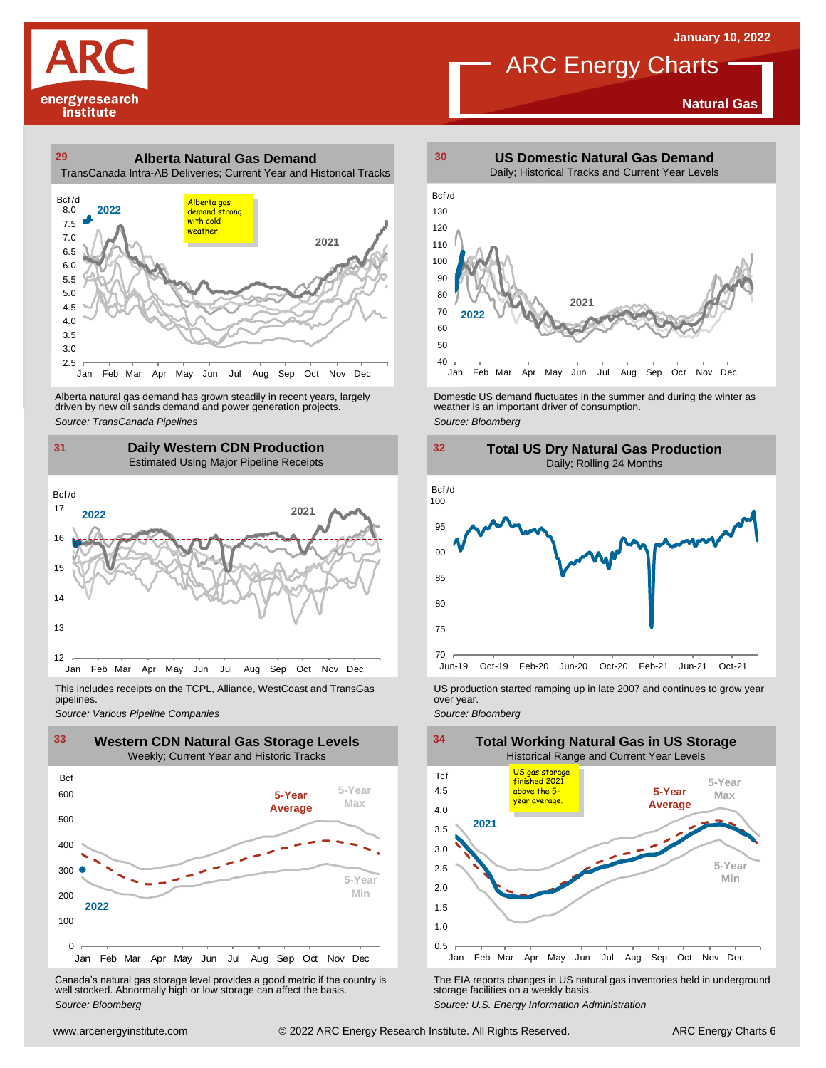January 10, 2022

# ARC Energy Charts

**Natural Gas**

## 29 Alberta Natural Gas Demand

TransCanada Intra-AB Deliveries; Current Year and Historical Tracks

Alberta gas demand strong with cold weather.

Alberta natural gas demand has grown steadily in recent years, largely driven by new oil sands demand and power generation projects.

*Source: TransCanada Pipelines*

## 30 US Domestic Natural Gas Demand

Daily; Historical Tracks and Current Year Levels

Domestic US demand fluctuates in the summer and during the winter as weather is an important driver of consumption.

*Source: Bloomberg*

## 31 Daily Western CDN Production

Estimated Using Major Pipeline Receipts

This includes receipts on the TCPL, Alliance, WestCoast and TransGas pipelines.

*Source: Various Pipeline Companies*

## 32 Total US Dry Natural Gas Production

Daily; Rolling 24 Months

US production started ramping up in late 2007 and continues to grow year over year.

*Source: Bloomberg*

## 33 Western CDN Natural Gas Storage Levels

Weekly; Current Year and Historic Tracks

Canada's natural gas storage level provides a good metric if the country is well stocked. Abnormally high or low storage can affect the basis.

*Source: Bloomberg*

## 34 Total Working Natural Gas in US Storage

Historical Range and Current Year Levels

US gas storage finished 2021 above the 5-year average.

The EIA reports changes in US natural gas inventories held in underground storage facilities on a weekly basis.

*Source: U.S. Energy Information Administration*

www.arcenergyinstitute.com © 2022 ARC Energy Research Institute. All Rights Reserved.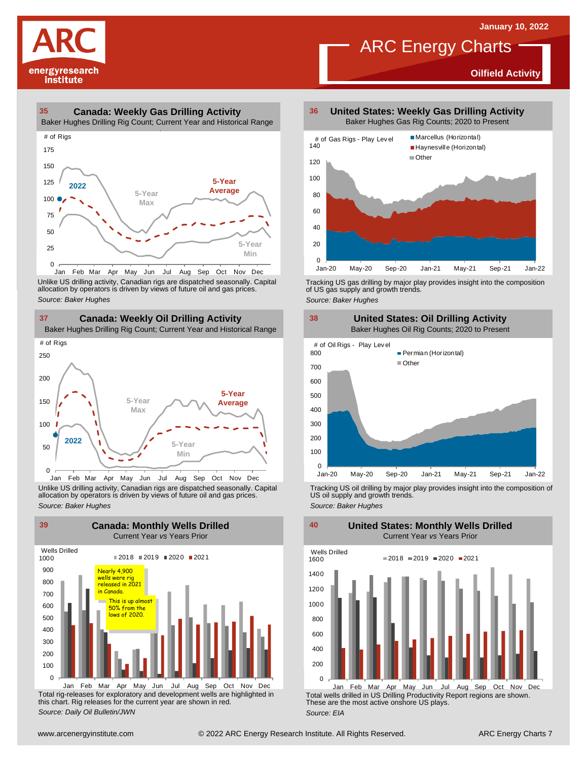# ARC Energy Charts

January 10, 2022

**Oilfield Activity**

## 35 Canada: Weekly Gas Drilling Activity

Baker Hughes Drilling Rig Count; Current Year and Historical Range

Unlike US drilling activity, Canadian rigs are dispatched seasonally. Capital allocation by operators is driven by views of future oil and gas prices.

*Source: Baker Hughes*

## 36 United States: Weekly Gas Drilling Activity

Baker Hughes Gas Rig Counts; 2020 to Present

Tracking US gas drilling by major play provides insight into the composition of US gas supply and growth trends.

*Source: Baker Hughes*

## 37 Canada: Weekly Oil Drilling Activity

Baker Hughes Drilling Rig Count; Current Year and Historical Range

Unlike US drilling activity, Canadian rigs are dispatched seasonally. Capital allocation by operators is driven by views of future oil and gas prices.

*Source: Baker Hughes*

## 38 United States: Oil Drilling Activity

Baker Hughes Oil Rig Counts; 2020 to Present

Tracking US oil drilling by major play provides insight into the composition of US oil supply and growth trends.

*Source: Baker Hughes*

## 39 Canada: Monthly Wells Drilled

Current Year *vs* Years Prior

Nearly 4,900 wells were rig released in 2021 in Canada.

This is up almost 50% from the lows of 2020.

Total rig-releases for exploratory and development wells are highlighted in this chart. Rig releases for the current year are shown in red.

*Source: Daily Oil Bulletin/JWN*

## 40 United States: Monthly Wells Drilled

Current Year *vs* Years Prior

Total wells drilled in US Drilling Productivity Report regions are shown. These are the most active onshore US plays.

*Source: EIA*

www.arcenergyinstitute.com © 2022 ARC Energy Research Institute. All Rights Reserved.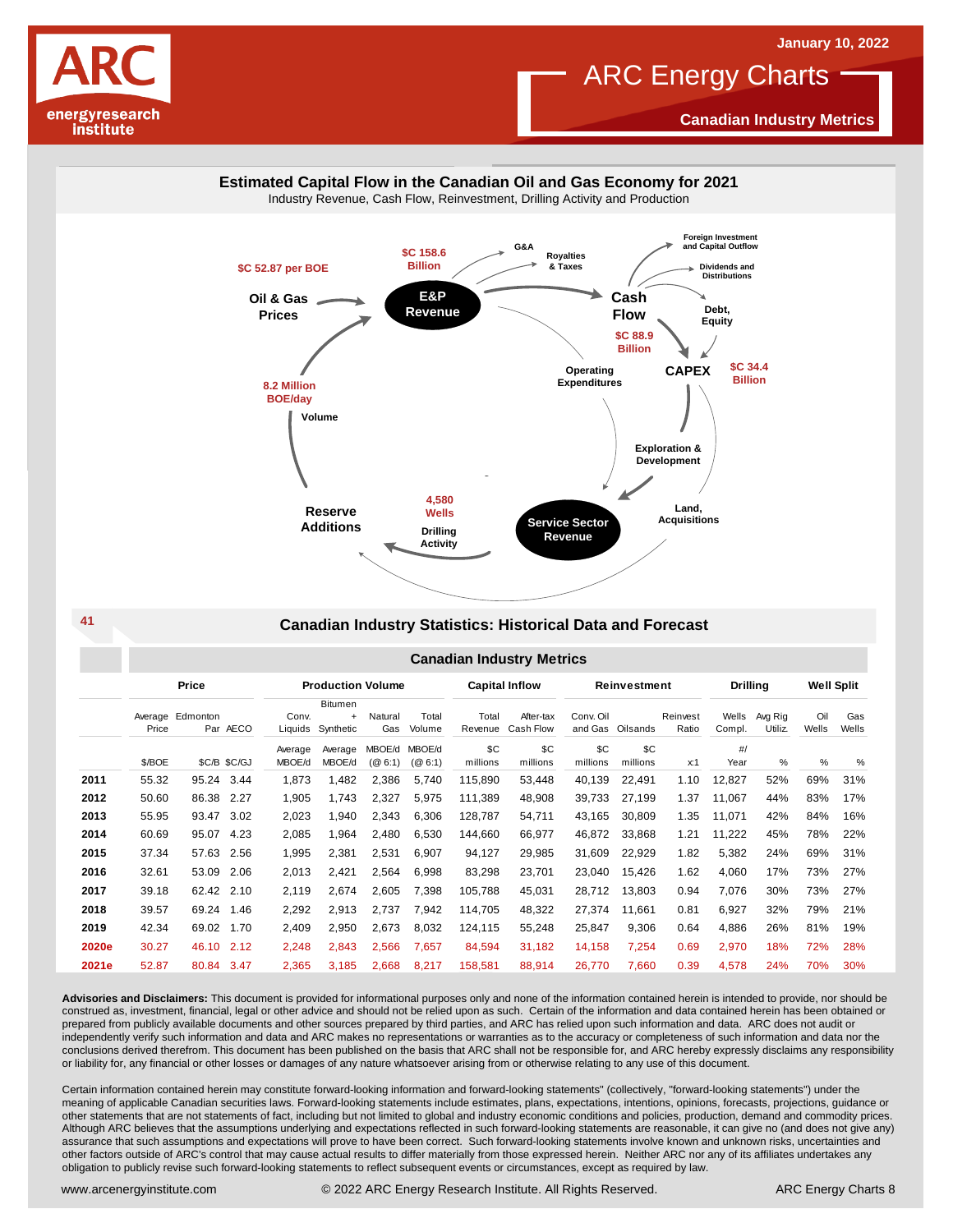# ARC Energy Charts

January 10, 2022

## Canadian Industry Metrics

### Estimated Capital Flow in the Canadian Oil and Gas Economy for 2021

Industry Revenue, Cash Flow, Reinvestment, Drilling Activity and Production

$C 52.87 per BOE
Oil & Gas Prices
$C 158.6 Billion
E&P Revenue
G&A
Royalties & Taxes
Foreign Investment and Capital Outflow
Dividends and Distributions
Cash Flow
Debt, Equity
$C 88.9 Billion
CAPEX
$C 34.4 Billion
Operating Expenditures
8.2 Million BOE/day
Volume
Exploration & Development
Land, Acquisitions
4,580 Wells
Drilling Activity
Reserve Additions
Service Sector Revenue

41

### Canadian Industry Statistics: Historical Data and Forecast

**Canadian Industry Metrics**

| | Price | | | Production Volume | | | | Capital Inflow | | Reinvestment | | | Drilling | | Well Split | |
|---|---|---|---|---|---|---|---|---|---|---|---|---|---|---|---|---|
| | Average Price | Edmonton Par | AECO | Conv. Liquids | Bitumen + Synthetic | Natural Gas | Total Volume | Total Revenue | After-tax Cash Flow | Conv. Oil and Gas | Oilsands | Reinvest Ratio | Wells Compl. | Avg Rig Utiliz. | Oil Wells | Gas Wells |
| | $/BOE | $C/B | $C/GJ | Average MBOE/d | Average MBOE/d | MBOE/d (@ 6:1) | MBOE/d (@ 6:1) | $C millions | $C millions | $C millions | $C millions | x:1 | #/ Year | % | % | % |
| 2011 | 55.32 | 95.24 | 3.44 | 1,873 | 1,482 | 2,386 | 5,740 | 115,890 | 53,448 | 40,139 | 22,491 | 1.10 | 12,827 | 52% | 69% | 31% |
| 2012 | 50.60 | 86.38 | 2.27 | 1,905 | 1,743 | 2,327 | 5,975 | 111,389 | 48,908 | 39,733 | 27,199 | 1.37 | 11,067 | 44% | 83% | 17% |
| 2013 | 55.95 | 93.47 | 3.02 | 2,023 | 1,940 | 2,343 | 6,306 | 128,787 | 54,711 | 43,165 | 30,809 | 1.35 | 11,071 | 42% | 84% | 16% |
| 2014 | 60.69 | 95.07 | 4.23 | 2,085 | 1,964 | 2,480 | 6,530 | 144,660 | 66,977 | 46,872 | 33,868 | 1.21 | 11,222 | 45% | 78% | 22% |
| 2015 | 37.34 | 57.63 | 2.56 | 1,995 | 2,381 | 2,531 | 6,907 | 94,127 | 29,985 | 31,609 | 22,929 | 1.82 | 5,382 | 24% | 69% | 31% |
| 2016 | 32.61 | 53.09 | 2.06 | 2,013 | 2,421 | 2,564 | 6,998 | 83,298 | 23,701 | 23,040 | 15,426 | 1.62 | 4,060 | 17% | 73% | 27% |
| 2017 | 39.18 | 62.42 | 2.10 | 2,119 | 2,674 | 2,605 | 7,398 | 105,788 | 45,031 | 28,712 | 13,803 | 0.94 | 7,076 | 30% | 73% | 27% |
| 2018 | 39.57 | 69.24 | 1.46 | 2,292 | 2,913 | 2,737 | 7,942 | 114,705 | 48,322 | 27,374 | 11,661 | 0.81 | 6,927 | 32% | 79% | 21% |
| 2019 | 42.34 | 69.02 | 1.70 | 2,409 | 2,950 | 2,673 | 8,032 | 124,115 | 55,248 | 25,847 | 9,306 | 0.64 | 4,886 | 26% | 81% | 19% |
| 2020e | 30.27 | 46.10 | 2.12 | 2,248 | 2,843 | 2,566 | 7,657 | 84,594 | 31,182 | 14,158 | 7,254 | 0.69 | 2,970 | 18% | 72% | 28% |
| 2021e | 52.87 | 80.84 | 3.47 | 2,365 | 3,185 | 2,668 | 8,217 | 158,581 | 88,914 | 26,770 | 7,660 | 0.39 | 4,578 | 24% | 70% | 30% |

**Advisories and Disclaimers:** This document is provided for informational purposes only and none of the information contained herein is intended to provide, nor should be construed as, investment, financial, legal or other advice and should not be relied upon as such. Certain of the information and data contained herein has been obtained or prepared from publicly available documents and other sources prepared by third parties, and ARC has relied upon such information and data. ARC does not audit or independently verify such information and data and ARC makes no representations or warranties as to the accuracy or completeness of such information and data nor the conclusions derived therefrom. This document has been published on the basis that ARC shall not be responsible for, and ARC hereby expressly disclaims any responsibility or liability for, any financial or other losses or damages of any nature whatsoever arising from or otherwise relating to any use of this document.

Certain information contained herein may constitute forward-looking information and forward-looking statements" (collectively, "forward-looking statements") under the meaning of applicable Canadian securities laws. Forward-looking statements include estimates, plans, expectations, intentions, opinions, forecasts, projections, guidance or other statements that are not statements of fact, including but not limited to global and industry economic conditions and policies, production, demand and commodity prices. Although ARC believes that the assumptions underlying and expectations reflected in such forward-looking statements are reasonable, it can give no (and does not give any) assurance that such assumptions and expectations will prove to have been correct. Such forward-looking statements involve known and unknown risks, uncertainties and other factors outside of ARC's control that may cause actual results to differ materially from those expressed herein. Neither ARC nor any of its affiliates undertakes any obligation to publicly revise such forward-looking statements to reflect subsequent events or circumstances, except as required by law.

www.arcenergyinstitute.com © 2022 ARC Energy Research Institute. All Rights Reserved.